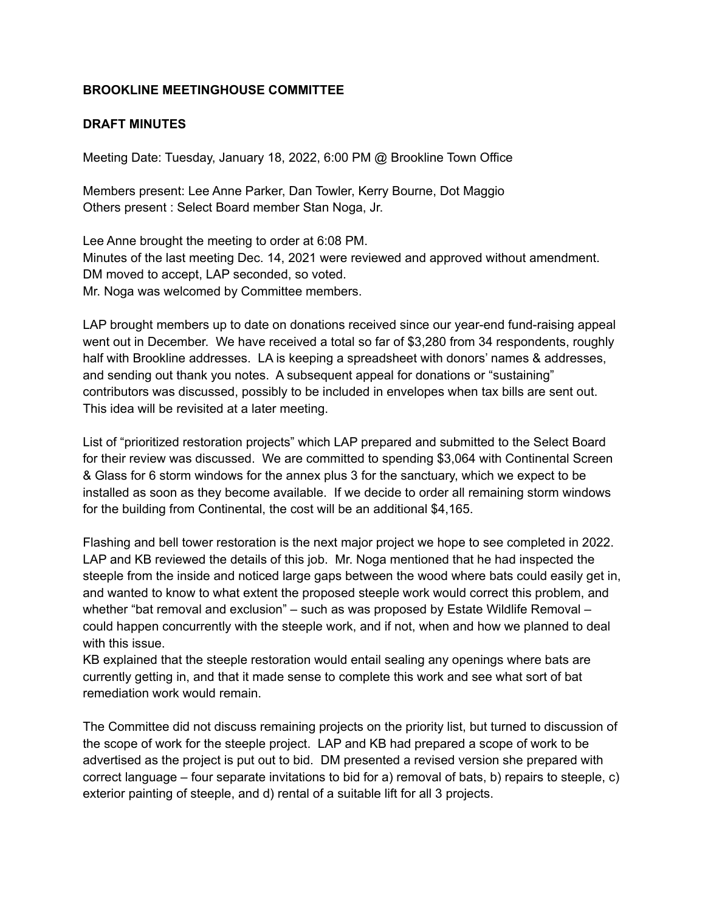**BROOKLINE MEETINGHOUSE COMMITTEE**

**DRAFT MINUTES**

Meeting Date: Tuesday, January 18, 2022, 6:00 PM @ Brookline Town Office

Members present: Lee Anne Parker, Dan Towler, Kerry Bourne, Dot Maggio
Others present : Select Board member Stan Noga, Jr.

Lee Anne brought the meeting to order at 6:08 PM.
Minutes of the last meeting Dec. 14, 2021 were reviewed and approved without amendment.
DM moved to accept, LAP seconded, so voted.
Mr. Noga was welcomed by Committee members.

LAP brought members up to date on donations received since our year-end fund-raising appeal went out in December. We have received a total so far of $3,280 from 34 respondents, roughly half with Brookline addresses. LA is keeping a spreadsheet with donors' names & addresses, and sending out thank you notes. A subsequent appeal for donations or "sustaining" contributors was discussed, possibly to be included in envelopes when tax bills are sent out. This idea will be revisited at a later meeting.

List of "prioritized restoration projects" which LAP prepared and submitted to the Select Board for their review was discussed. We are committed to spending $3,064 with Continental Screen & Glass for 6 storm windows for the annex plus 3 for the sanctuary, which we expect to be installed as soon as they become available. If we decide to order all remaining storm windows for the building from Continental, the cost will be an additional $4,165.

Flashing and bell tower restoration is the next major project we hope to see completed in 2022. LAP and KB reviewed the details of this job. Mr. Noga mentioned that he had inspected the steeple from the inside and noticed large gaps between the wood where bats could easily get in, and wanted to know to what extent the proposed steeple work would correct this problem, and whether "bat removal and exclusion" – such as was proposed by Estate Wildlife Removal – could happen concurrently with the steeple work, and if not, when and how we planned to deal with this issue.
KB explained that the steeple restoration would entail sealing any openings where bats are currently getting in, and that it made sense to complete this work and see what sort of bat remediation work would remain.

The Committee did not discuss remaining projects on the priority list, but turned to discussion of the scope of work for the steeple project. LAP and KB had prepared a scope of work to be advertised as the project is put out to bid. DM presented a revised version she prepared with correct language – four separate invitations to bid for a) removal of bats, b) repairs to steeple, c) exterior painting of steeple, and d) rental of a suitable lift for all 3 projects.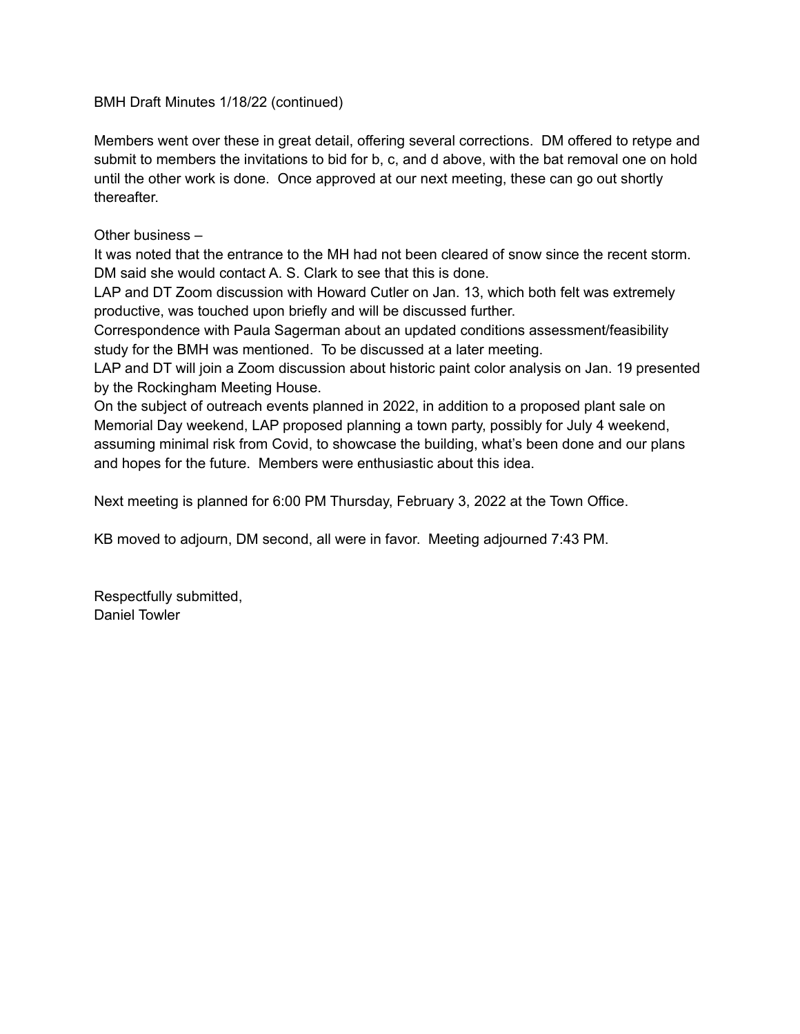BMH Draft Minutes 1/18/22 (continued)

Members went over these in great detail, offering several corrections. DM offered to retype and submit to members the invitations to bid for b, c, and d above, with the bat removal one on hold until the other work is done. Once approved at our next meeting, these can go out shortly thereafter.

Other business –
It was noted that the entrance to the MH had not been cleared of snow since the recent storm. DM said she would contact A. S. Clark to see that this is done.
LAP and DT Zoom discussion with Howard Cutler on Jan. 13, which both felt was extremely productive, was touched upon briefly and will be discussed further.
Correspondence with Paula Sagerman about an updated conditions assessment/feasibility study for the BMH was mentioned. To be discussed at a later meeting.
LAP and DT will join a Zoom discussion about historic paint color analysis on Jan. 19 presented by the Rockingham Meeting House.
On the subject of outreach events planned in 2022, in addition to a proposed plant sale on Memorial Day weekend, LAP proposed planning a town party, possibly for July 4 weekend, assuming minimal risk from Covid, to showcase the building, what's been done and our plans and hopes for the future. Members were enthusiastic about this idea.

Next meeting is planned for 6:00 PM Thursday, February 3, 2022 at the Town Office.

KB moved to adjourn, DM second, all were in favor. Meeting adjourned 7:43 PM.

Respectfully submitted,
Daniel Towler